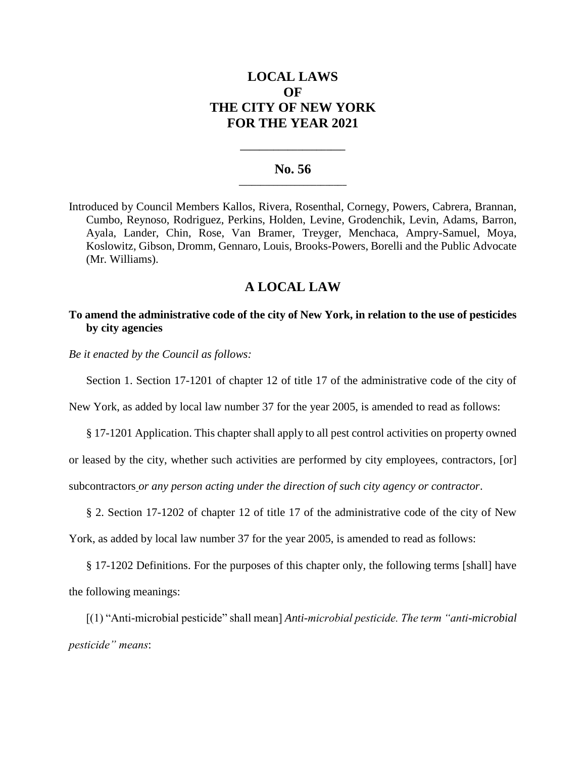# LOCAL LAWS
# OF
# THE CITY OF NEW YORK
# FOR THE YEAR 2021

---

## No. 56

---

Introduced by Council Members Kallos, Rivera, Rosenthal, Cornegy, Powers, Cabrera, Brannan, Cumbo, Reynoso, Rodriguez, Perkins, Holden, Levine, Grodenchik, Levin, Adams, Barron, Ayala, Lander, Chin, Rose, Van Bramer, Treyger, Menchaca, Ampry-Samuel, Moya, Koslowitz, Gibson, Dromm, Gennaro, Louis, Brooks-Powers, Borelli and the Public Advocate (Mr. Williams).

## A LOCAL LAW

### To amend the administrative code of the city of New York, in relation to the use of pesticides by city agencies

*Be it enacted by the Council as follows:*

Section 1. Section 17-1201 of chapter 12 of title 17 of the administrative code of the city of New York, as added by local law number 37 for the year 2005, is amended to read as follows:

§ 17-1201 Application. This chapter shall apply to all pest control activities on property owned or leased by the city, whether such activities are performed by city employees, contractors, [or] subcontractors *or any person acting under the direction of such city agency or contractor*.

§ 2. Section 17-1202 of chapter 12 of title 17 of the administrative code of the city of New York, as added by local law number 37 for the year 2005, is amended to read as follows:

§ 17-1202 Definitions. For the purposes of this chapter only, the following terms [shall] have the following meanings:

[(1) "Anti-microbial pesticide" shall mean] *Anti-microbial pesticide. The term "anti-microbial pesticide" means*: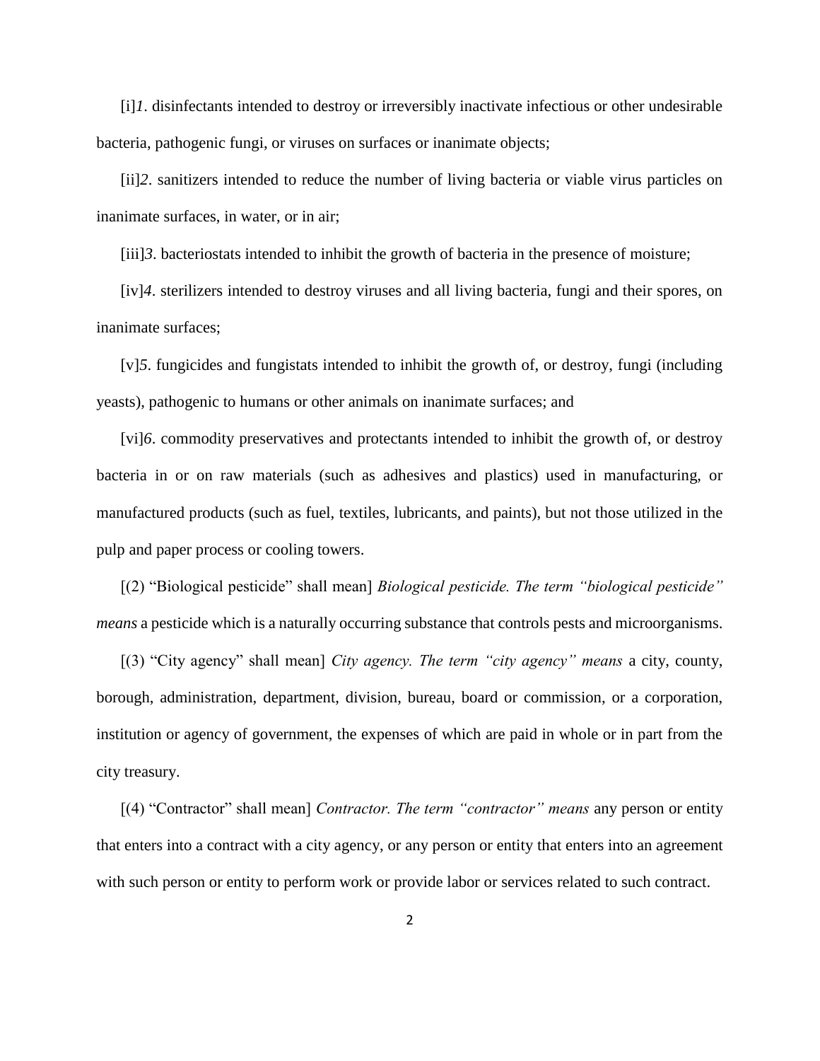[i]*1*. disinfectants intended to destroy or irreversibly inactivate infectious or other undesirable bacteria, pathogenic fungi, or viruses on surfaces or inanimate objects;

[ii]*2*. sanitizers intended to reduce the number of living bacteria or viable virus particles on inanimate surfaces, in water, or in air;

[iii]*3*. bacteriostats intended to inhibit the growth of bacteria in the presence of moisture;

[iv]*4*. sterilizers intended to destroy viruses and all living bacteria, fungi and their spores, on inanimate surfaces;

[v]*5*. fungicides and fungistats intended to inhibit the growth of, or destroy, fungi (including yeasts), pathogenic to humans or other animals on inanimate surfaces; and

[vi]*6*. commodity preservatives and protectants intended to inhibit the growth of, or destroy bacteria in or on raw materials (such as adhesives and plastics) used in manufacturing, or manufactured products (such as fuel, textiles, lubricants, and paints), but not those utilized in the pulp and paper process or cooling towers.

[(2) "Biological pesticide" shall mean] *Biological pesticide. The term "biological pesticide" means* a pesticide which is a naturally occurring substance that controls pests and microorganisms.

[(3) "City agency" shall mean] *City agency. The term "city agency" means* a city, county, borough, administration, department, division, bureau, board or commission, or a corporation, institution or agency of government, the expenses of which are paid in whole or in part from the city treasury.

[(4) "Contractor" shall mean] *Contractor. The term "contractor" means* any person or entity that enters into a contract with a city agency, or any person or entity that enters into an agreement with such person or entity to perform work or provide labor or services related to such contract.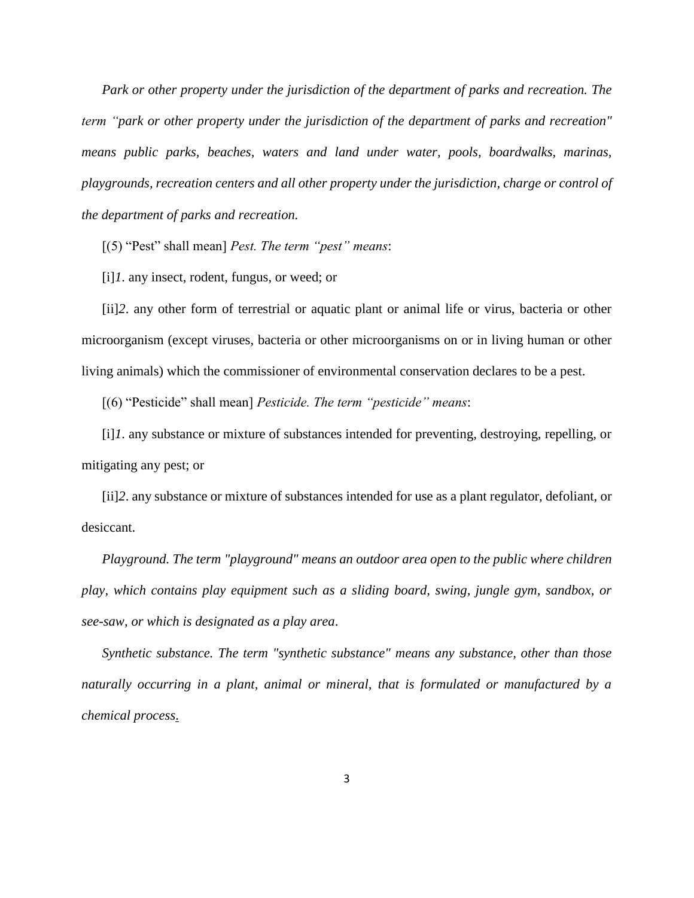*Park or other property under the jurisdiction of the department of parks and recreation. The term "park or other property under the jurisdiction of the department of parks and recreation" means public parks, beaches, waters and land under water, pools, boardwalks, marinas, playgrounds, recreation centers and all other property under the jurisdiction, charge or control of the department of parks and recreation.*

[(5) "Pest" shall mean] *Pest. The term "pest" means*:

[i]*1*. any insect, rodent, fungus, or weed; or

[ii]*2*. any other form of terrestrial or aquatic plant or animal life or virus, bacteria or other microorganism (except viruses, bacteria or other microorganisms on or in living human or other living animals) which the commissioner of environmental conservation declares to be a pest.

[(6) "Pesticide" shall mean] *Pesticide. The term "pesticide" means*:

[i]*1*. any substance or mixture of substances intended for preventing, destroying, repelling, or mitigating any pest; or

[ii]*2*. any substance or mixture of substances intended for use as a plant regulator, defoliant, or desiccant.

*Playground. The term "playground" means an outdoor area open to the public where children play, which contains play equipment such as a sliding board, swing, jungle gym, sandbox, or see-saw, or which is designated as a play area*.

*Synthetic substance. The term "synthetic substance" means any substance, other than those naturally occurring in a plant, animal or mineral, that is formulated or manufactured by a chemical process.*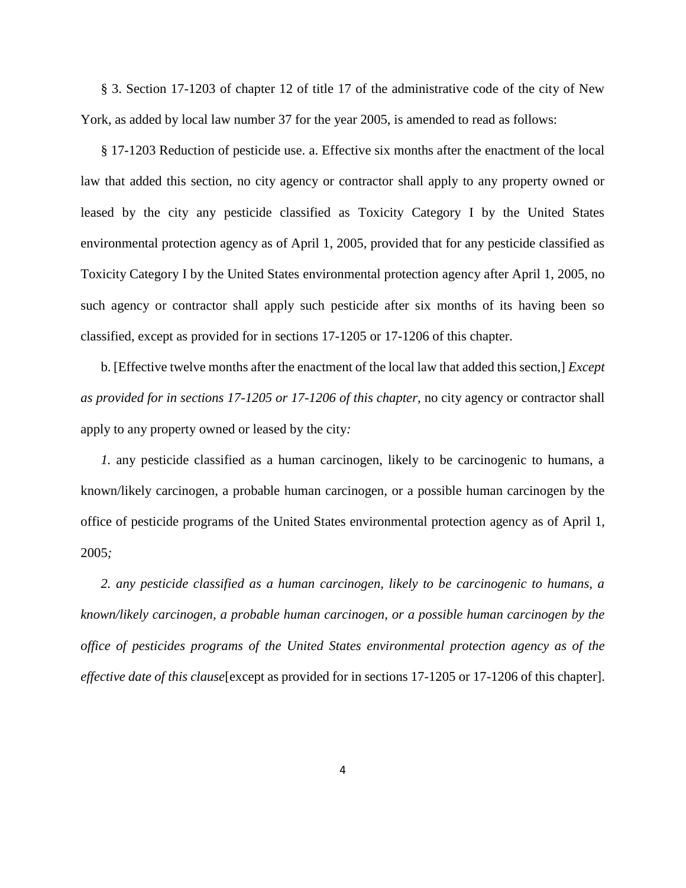§ 3. Section 17-1203 of chapter 12 of title 17 of the administrative code of the city of New York, as added by local law number 37 for the year 2005, is amended to read as follows:

§ 17-1203 Reduction of pesticide use. a. Effective six months after the enactment of the local law that added this section, no city agency or contractor shall apply to any property owned or leased by the city any pesticide classified as Toxicity Category I by the United States environmental protection agency as of April 1, 2005, provided that for any pesticide classified as Toxicity Category I by the United States environmental protection agency after April 1, 2005, no such agency or contractor shall apply such pesticide after six months of its having been so classified, except as provided for in sections 17-1205 or 17-1206 of this chapter.

b. [Effective twelve months after the enactment of the local law that added this section,] *Except as provided for in sections 17-1205 or 17-1206 of this chapter,* no city agency or contractor shall apply to any property owned or leased by the city*:*

*1.* any pesticide classified as a human carcinogen, likely to be carcinogenic to humans, a known/likely carcinogen, a probable human carcinogen, or a possible human carcinogen by the office of pesticide programs of the United States environmental protection agency as of April 1, 2005*;*

*2. any pesticide classified as a human carcinogen, likely to be carcinogenic to humans, a known/likely carcinogen, a probable human carcinogen, or a possible human carcinogen by the office of pesticides programs of the United States environmental protection agency as of the effective date of this clause*[except as provided for in sections 17-1205 or 17-1206 of this chapter].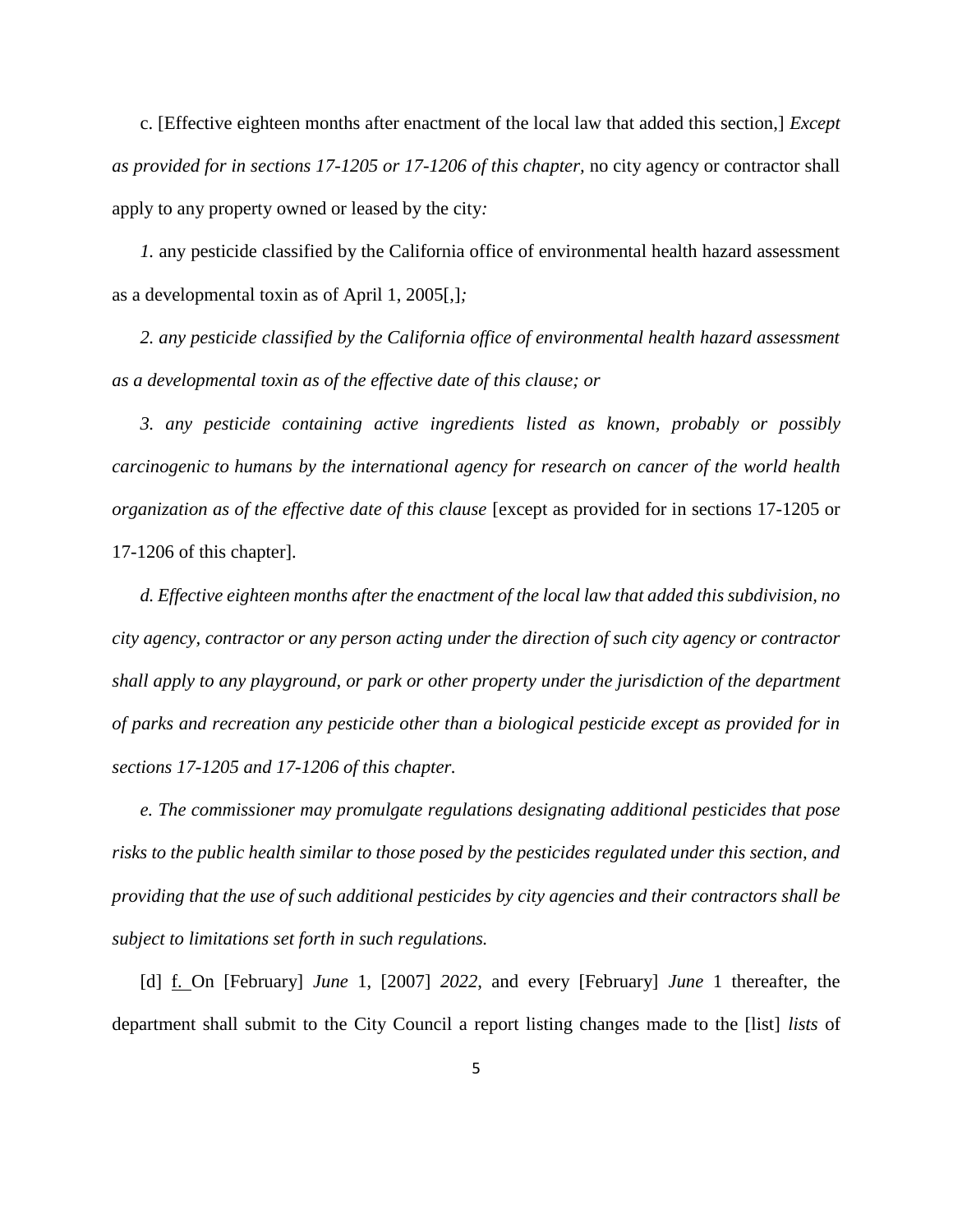c. [Effective eighteen months after enactment of the local law that added this section,] *Except as provided for in sections 17-1205 or 17-1206 of this chapter,* no city agency or contractor shall apply to any property owned or leased by the city*:*

*1.* any pesticide classified by the California office of environmental health hazard assessment as a developmental toxin as of April 1, 2005[,]*;*

*2. any pesticide classified by the California office of environmental health hazard assessment as a developmental toxin as of the effective date of this clause; or*

*3. any pesticide containing active ingredients listed as known, probably or possibly carcinogenic to humans by the international agency for research on cancer of the world health organization as of the effective date of this clause* [except as provided for in sections 17-1205 or 17-1206 of this chapter].

*d. Effective eighteen months after the enactment of the local law that added this subdivision, no city agency, contractor or any person acting under the direction of such city agency or contractor shall apply to any playground, or park or other property under the jurisdiction of the department of parks and recreation any pesticide other than a biological pesticide except as provided for in sections 17-1205 and 17-1206 of this chapter.*

*e. The commissioner may promulgate regulations designating additional pesticides that pose risks to the public health similar to those posed by the pesticides regulated under this section, and providing that the use of such additional pesticides by city agencies and their contractors shall be subject to limitations set forth in such regulations.*

[d] f. On [February] *June* 1, [2007] *2022*, and every [February] *June* 1 thereafter, the department shall submit to the City Council a report listing changes made to the [list] *lists* of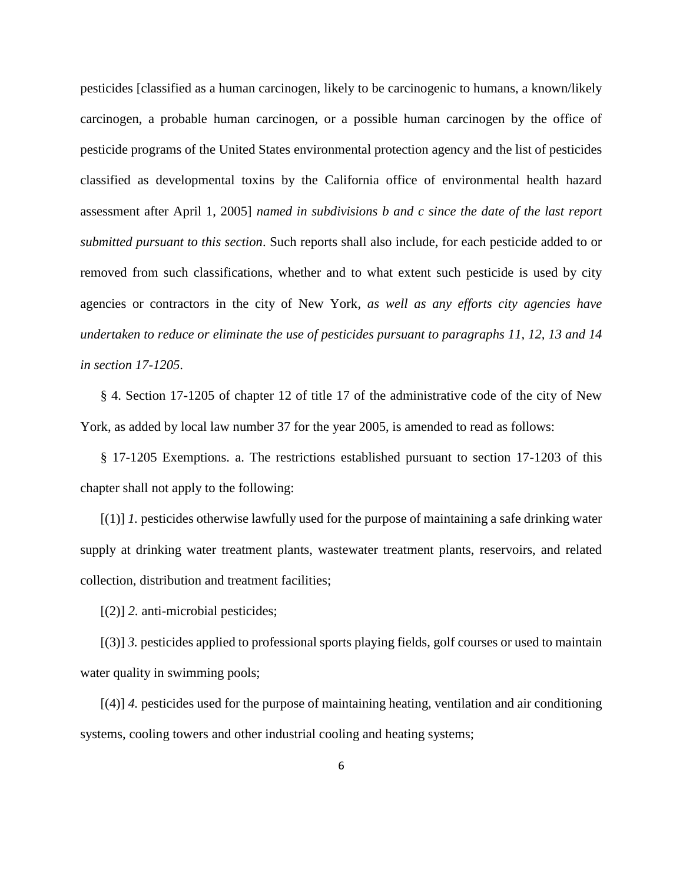pesticides [classified as a human carcinogen, likely to be carcinogenic to humans, a known/likely carcinogen, a probable human carcinogen, or a possible human carcinogen by the office of pesticide programs of the United States environmental protection agency and the list of pesticides classified as developmental toxins by the California office of environmental health hazard assessment after April 1, 2005] *named in subdivisions b and c since the date of the last report submitted pursuant to this section*. Such reports shall also include, for each pesticide added to or removed from such classifications, whether and to what extent such pesticide is used by city agencies or contractors in the city of New York*, as well as any efforts city agencies have undertaken to reduce or eliminate the use of pesticides pursuant to paragraphs 11, 12, 13 and 14 in section 17-1205*.

§ 4. Section 17-1205 of chapter 12 of title 17 of the administrative code of the city of New York, as added by local law number 37 for the year 2005, is amended to read as follows:

§ 17-1205 Exemptions. a. The restrictions established pursuant to section 17-1203 of this chapter shall not apply to the following:

[(1)] *1.* pesticides otherwise lawfully used for the purpose of maintaining a safe drinking water supply at drinking water treatment plants, wastewater treatment plants, reservoirs, and related collection, distribution and treatment facilities;

[(2)] *2.* anti-microbial pesticides;

[(3)] *3.* pesticides applied to professional sports playing fields, golf courses or used to maintain water quality in swimming pools;

[(4)] *4.* pesticides used for the purpose of maintaining heating, ventilation and air conditioning systems, cooling towers and other industrial cooling and heating systems;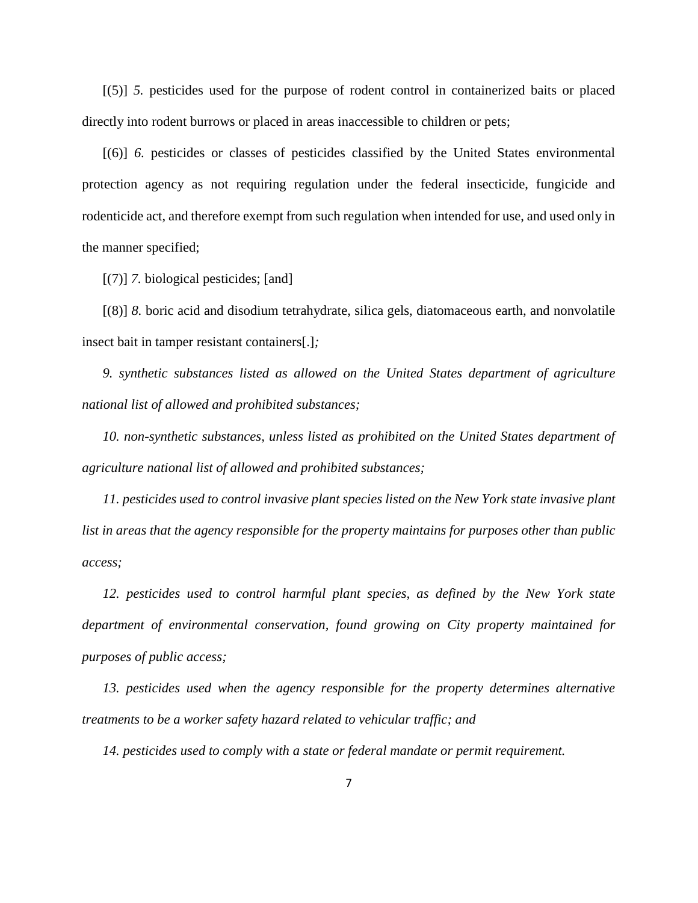[(5)] *5.* pesticides used for the purpose of rodent control in containerized baits or placed directly into rodent burrows or placed in areas inaccessible to children or pets;

[(6)] *6.* pesticides or classes of pesticides classified by the United States environmental protection agency as not requiring regulation under the federal insecticide, fungicide and rodenticide act, and therefore exempt from such regulation when intended for use, and used only in the manner specified;

[(7)] *7.* biological pesticides; [and]

[(8)] *8.* boric acid and disodium tetrahydrate, silica gels, diatomaceous earth, and nonvolatile insect bait in tamper resistant containers[.]*;*

*9. synthetic substances listed as allowed on the United States department of agriculture national list of allowed and prohibited substances;*

*10. non-synthetic substances, unless listed as prohibited on the United States department of agriculture national list of allowed and prohibited substances;*

*11. pesticides used to control invasive plant species listed on the New York state invasive plant list in areas that the agency responsible for the property maintains for purposes other than public access;*

*12. pesticides used to control harmful plant species, as defined by the New York state department of environmental conservation, found growing on City property maintained for purposes of public access;*

*13. pesticides used when the agency responsible for the property determines alternative treatments to be a worker safety hazard related to vehicular traffic; and*

*14. pesticides used to comply with a state or federal mandate or permit requirement.*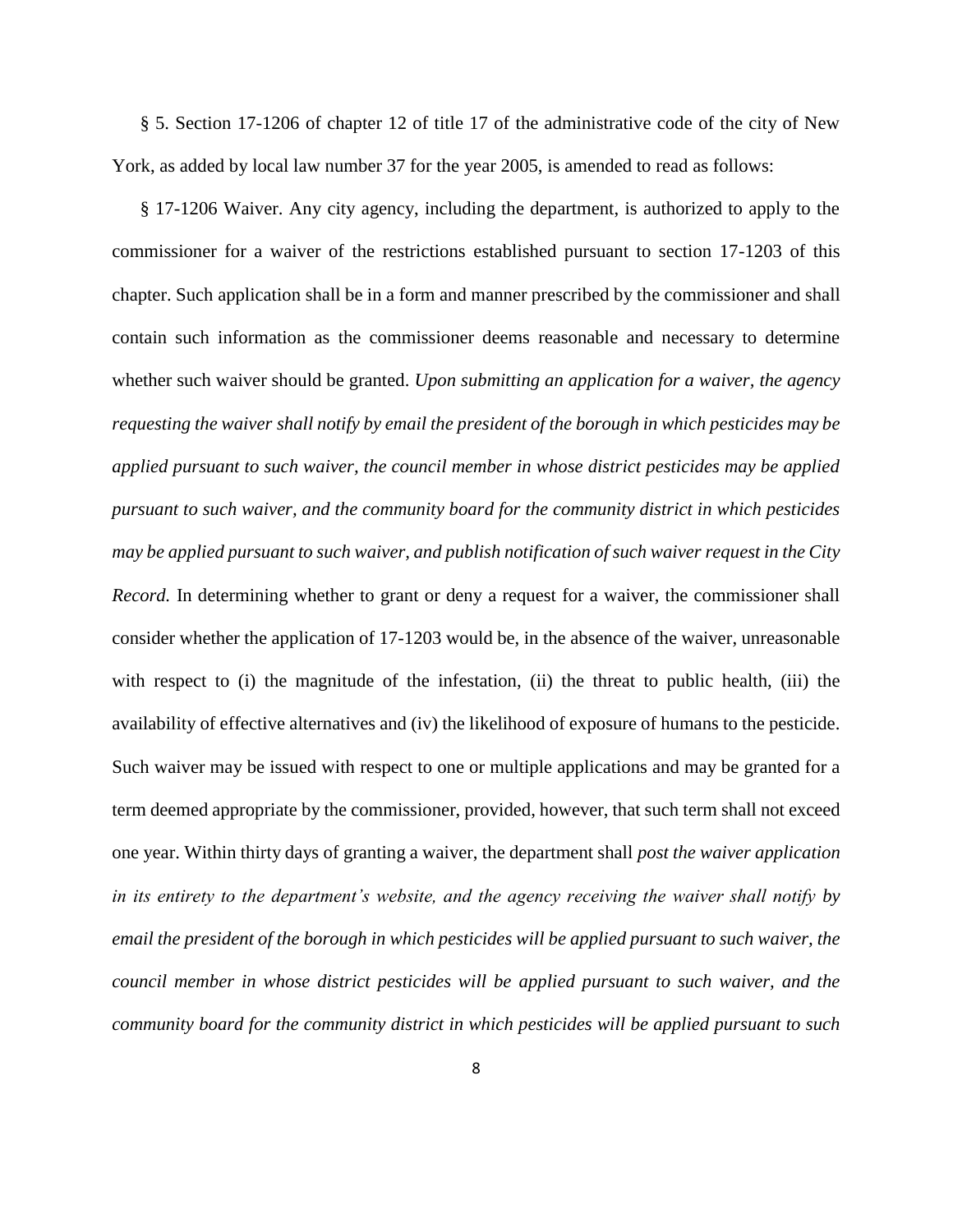§ 5. Section 17-1206 of chapter 12 of title 17 of the administrative code of the city of New York, as added by local law number 37 for the year 2005, is amended to read as follows:

§ 17-1206 Waiver. Any city agency, including the department, is authorized to apply to the commissioner for a waiver of the restrictions established pursuant to section 17-1203 of this chapter. Such application shall be in a form and manner prescribed by the commissioner and shall contain such information as the commissioner deems reasonable and necessary to determine whether such waiver should be granted. *Upon submitting an application for a waiver, the agency requesting the waiver shall notify by email the president of the borough in which pesticides may be applied pursuant to such waiver, the council member in whose district pesticides may be applied pursuant to such waiver, and the community board for the community district in which pesticides may be applied pursuant to such waiver, and publish notification of such waiver request in the City Record.* In determining whether to grant or deny a request for a waiver, the commissioner shall consider whether the application of 17-1203 would be, in the absence of the waiver, unreasonable with respect to (i) the magnitude of the infestation, (ii) the threat to public health, (iii) the availability of effective alternatives and (iv) the likelihood of exposure of humans to the pesticide. Such waiver may be issued with respect to one or multiple applications and may be granted for a term deemed appropriate by the commissioner, provided, however, that such term shall not exceed one year. Within thirty days of granting a waiver, the department shall *post the waiver application in its entirety to the department's website, and the agency receiving the waiver shall notify by email the president of the borough in which pesticides will be applied pursuant to such waiver, the council member in whose district pesticides will be applied pursuant to such waiver, and the community board for the community district in which pesticides will be applied pursuant to such*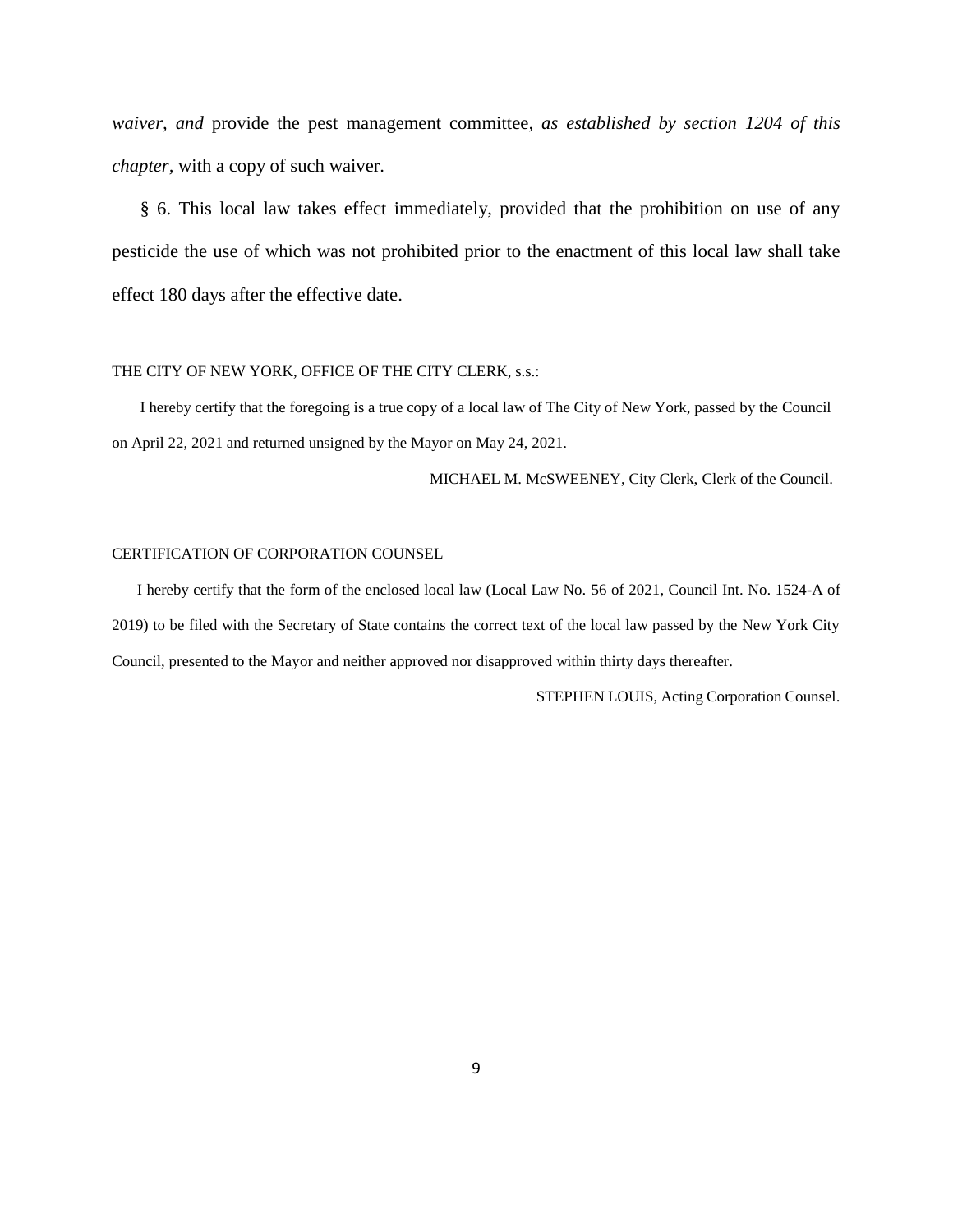*waiver, and* provide the pest management committee, *as established by section 1204 of this chapter,* with a copy of such waiver.

§ 6. This local law takes effect immediately, provided that the prohibition on use of any pesticide the use of which was not prohibited prior to the enactment of this local law shall take effect 180 days after the effective date.

THE CITY OF NEW YORK, OFFICE OF THE CITY CLERK, s.s.:

I hereby certify that the foregoing is a true copy of a local law of The City of New York, passed by the Council on April 22, 2021 and returned unsigned by the Mayor on May 24, 2021.

MICHAEL M. McSWEENEY, City Clerk, Clerk of the Council.

CERTIFICATION OF CORPORATION COUNSEL

I hereby certify that the form of the enclosed local law (Local Law No. 56 of 2021, Council Int. No. 1524-A of 2019) to be filed with the Secretary of State contains the correct text of the local law passed by the New York City Council, presented to the Mayor and neither approved nor disapproved within thirty days thereafter.

STEPHEN LOUIS, Acting Corporation Counsel.